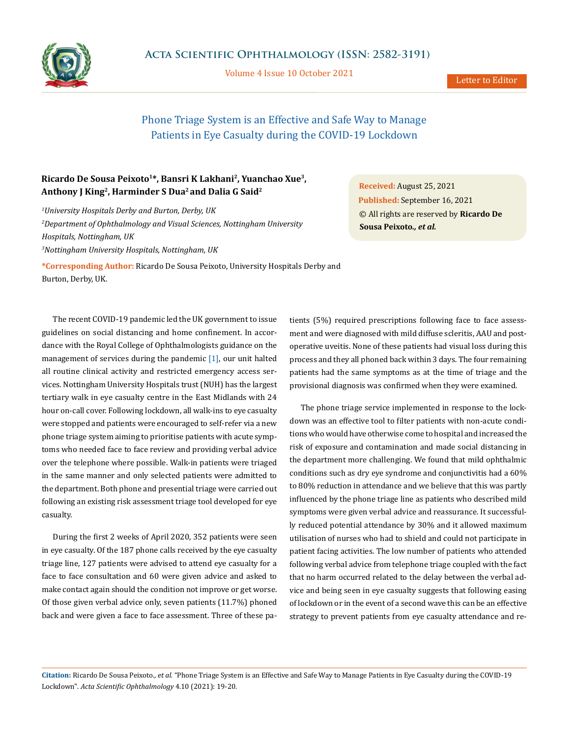Letter to Editor

# Phone Triage System is an Effective and Safe Way to Manage Patients in Eye Casualty during the COVID-19 Lockdown

**Ricardo De Sousa Peixoto[1]\*, Bansri K Lakhani[2], Yuanchao Xue[3], Anthony J King[2], Harminder S Dua[2] and Dalia G Said[2]**

[1]*University Hospitals Derby and Burton, Derby, UK*

[2]*Department of Ophthalmology and Visual Sciences, Nottingham University Hospitals, Nottingham, UK*

[3]*Nottingham University Hospitals, Nottingham, UK*

**\*Corresponding Author:** Ricardo De Sousa Peixoto, University Hospitals Derby and Burton, Derby, UK.

**Received:** August 25, 2021
**Published:** September 16, 2021
© All rights are reserved by **Ricardo De Sousa Peixoto*., et al.***

The recent COVID-19 pandemic led the UK government to issue guidelines on social distancing and home confinement. In accordance with the Royal College of Ophthalmologists guidance on the management of services during the pandemic [1], our unit halted all routine clinical activity and restricted emergency access services. Nottingham University Hospitals trust (NUH) has the largest tertiary walk in eye casualty centre in the East Midlands with 24 hour on-call cover. Following lockdown, all walk-ins to eye casualty were stopped and patients were encouraged to self-refer via a new phone triage system aiming to prioritise patients with acute symptoms who needed face to face review and providing verbal advice over the telephone where possible. Walk-in patients were triaged in the same manner and only selected patients were admitted to the department. Both phone and presential triage were carried out following an existing risk assessment triage tool developed for eye casualty.

During the first 2 weeks of April 2020, 352 patients were seen in eye casualty. Of the 187 phone calls received by the eye casualty triage line, 127 patients were advised to attend eye casualty for a face to face consultation and 60 were given advice and asked to make contact again should the condition not improve or get worse. Of those given verbal advice only, seven patients (11.7%) phoned back and were given a face to face assessment. Three of these patients (5%) required prescriptions following face to face assessment and were diagnosed with mild diffuse scleritis, AAU and post-operative uveitis. None of these patients had visual loss during this process and they all phoned back within 3 days. The four remaining patients had the same symptoms as at the time of triage and the provisional diagnosis was confirmed when they were examined.

The phone triage service implemented in response to the lockdown was an effective tool to filter patients with non-acute conditions who would have otherwise come to hospital and increased the risk of exposure and contamination and made social distancing in the department more challenging. We found that mild ophthalmic conditions such as dry eye syndrome and conjunctivitis had a 60% to 80% reduction in attendance and we believe that this was partly influenced by the phone triage line as patients who described mild symptoms were given verbal advice and reassurance. It successfully reduced potential attendance by 30% and it allowed maximum utilisation of nurses who had to shield and could not participate in patient facing activities. The low number of patients who attended following verbal advice from telephone triage coupled with the fact that no harm occurred related to the delay between the verbal advice and being seen in eye casualty suggests that following easing of lockdown or in the event of a second wave this can be an effective strategy to prevent patients from eye casualty attendance and re-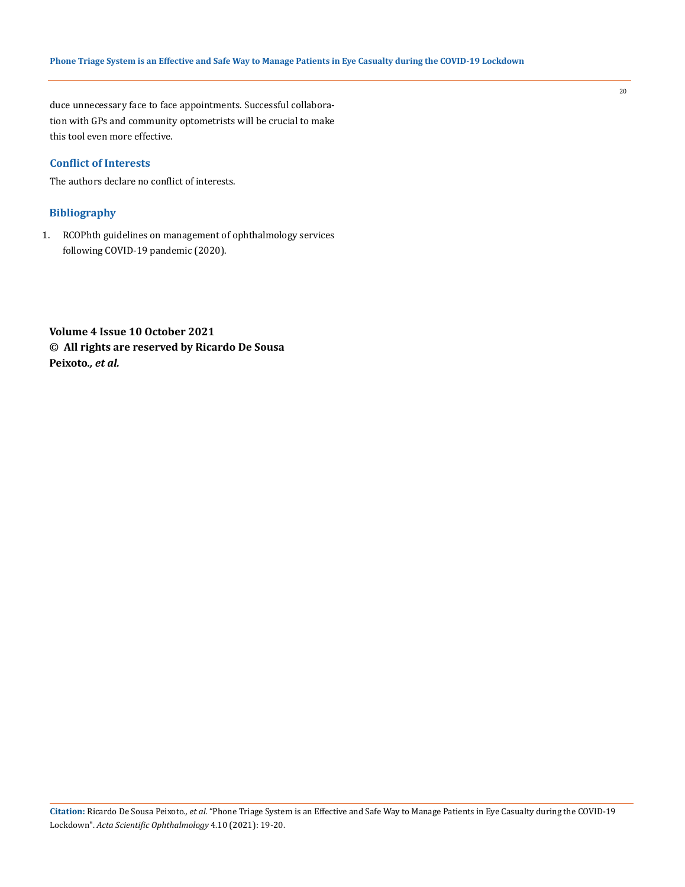duce unnecessary face to face appointments. Successful collaboration with GPs and community optometrists will be crucial to make this tool even more effective.

## Conflict of Interests

The authors declare no conflict of interests.

## Bibliography

1. RCOPhth guidelines on management of ophthalmology services following COVID-19 pandemic (2020).

**Volume 4 Issue 10 October 2021**
**© All rights are reserved by Ricardo De Sousa Peixoto., *et al.***